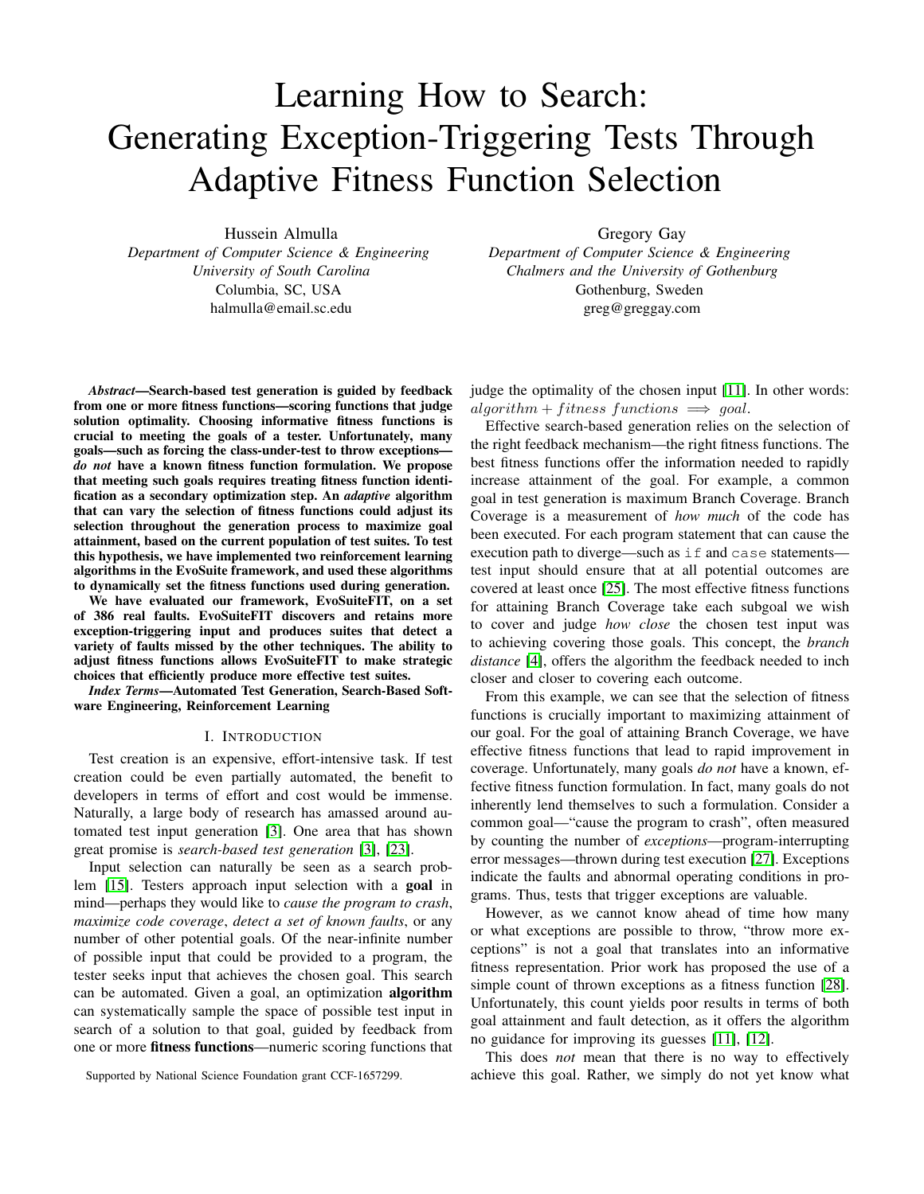# Learning How to Search: Generating Exception-Triggering Tests Through Adaptive Fitness Function Selection

Hussein Almulla
*Department of Computer Science & Engineering*
*University of South Carolina*
Columbia, SC, USA
halmulla@email.sc.edu

Gregory Gay
*Department of Computer Science & Engineering*
*Chalmers and the University of Gothenburg*
Gothenburg, Sweden
greg@greggay.com

***Abstract*—Search-based test generation is guided by feedback from one or more fitness functions—scoring functions that judge solution optimality. Choosing informative fitness functions is crucial to meeting the goals of a tester. Unfortunately, many goals—such as forcing the class-under-test to throw exceptions—*do not* have a known fitness function formulation. We propose that meeting such goals requires treating fitness function identification as a secondary optimization step. An *adaptive* algorithm that can vary the selection of fitness functions could adjust its selection throughout the generation process to maximize goal attainment, based on the current population of test suites. To test this hypothesis, we have implemented two reinforcement learning algorithms in the EvoSuite framework, and used these algorithms to dynamically set the fitness functions used during generation.**

**We have evaluated our framework, EvoSuiteFIT, on a set of 386 real faults. EvoSuiteFIT discovers and retains more exception-triggering input and produces suites that detect a variety of faults missed by the other techniques. The ability to adjust fitness functions allows EvoSuiteFIT to make strategic choices that efficiently produce more effective test suites.**

***Index Terms*—Automated Test Generation, Search-Based Software Engineering, Reinforcement Learning**

## I. Introduction

Test creation is an expensive, effort-intensive task. If test creation could be even partially automated, the benefit to developers in terms of effort and cost would be immense. Naturally, a large body of research has amassed around automated test input generation [3]. One area that has shown great promise is *search-based test generation* [3], [23].

Input selection can naturally be seen as a search problem [15]. Testers approach input selection with a **goal** in mind—perhaps they would like to *cause the program to crash*, *maximize code coverage*, *detect a set of known faults*, or any number of other potential goals. Of the near-infinite number of possible input that could be provided to a program, the tester seeks input that achieves the chosen goal. This search can be automated. Given a goal, an optimization **algorithm** can systematically sample the space of possible test input in search of a solution to that goal, guided by feedback from one or more **fitness functions**—numeric scoring functions that judge the optimality of the chosen input [11]. In other words: $algorithm + fitness\ functions \implies goal$.

Effective search-based generation relies on the selection of the right feedback mechanism—the right fitness functions. The best fitness functions offer the information needed to rapidly increase attainment of the goal. For example, a common goal in test generation is maximum Branch Coverage. Branch Coverage is a measurement of *how much* of the code has been executed. For each program statement that can cause the execution path to diverge—such as `if` and `case` statements—test input should ensure that at all potential outcomes are covered at least once [25]. The most effective fitness functions for attaining Branch Coverage take each subgoal we wish to cover and judge *how close* the chosen test input was to achieving covering those goals. This concept, the *branch distance* [4], offers the algorithm the feedback needed to inch closer and closer to covering each outcome.

From this example, we can see that the selection of fitness functions is crucially important to maximizing attainment of our goal. For the goal of attaining Branch Coverage, we have effective fitness functions that lead to rapid improvement in coverage. Unfortunately, many goals *do not* have a known, effective fitness function formulation. In fact, many goals do not inherently lend themselves to such a formulation. Consider a common goal—"cause the program to crash", often measured by counting the number of *exceptions*—program-interrupting error messages—thrown during test execution [27]. Exceptions indicate the faults and abnormal operating conditions in programs. Thus, tests that trigger exceptions are valuable.

However, as we cannot know ahead of time how many or what exceptions are possible to throw, "throw more exceptions" is not a goal that translates into an informative fitness representation. Prior work has proposed the use of a simple count of thrown exceptions as a fitness function [28]. Unfortunately, this count yields poor results in terms of both goal attainment and fault detection, as it offers the algorithm no guidance for improving its guesses [11], [12].

This does *not* mean that there is no way to effectively achieve this goal. Rather, we simply do not yet know what

Supported by National Science Foundation grant CCF-1657299.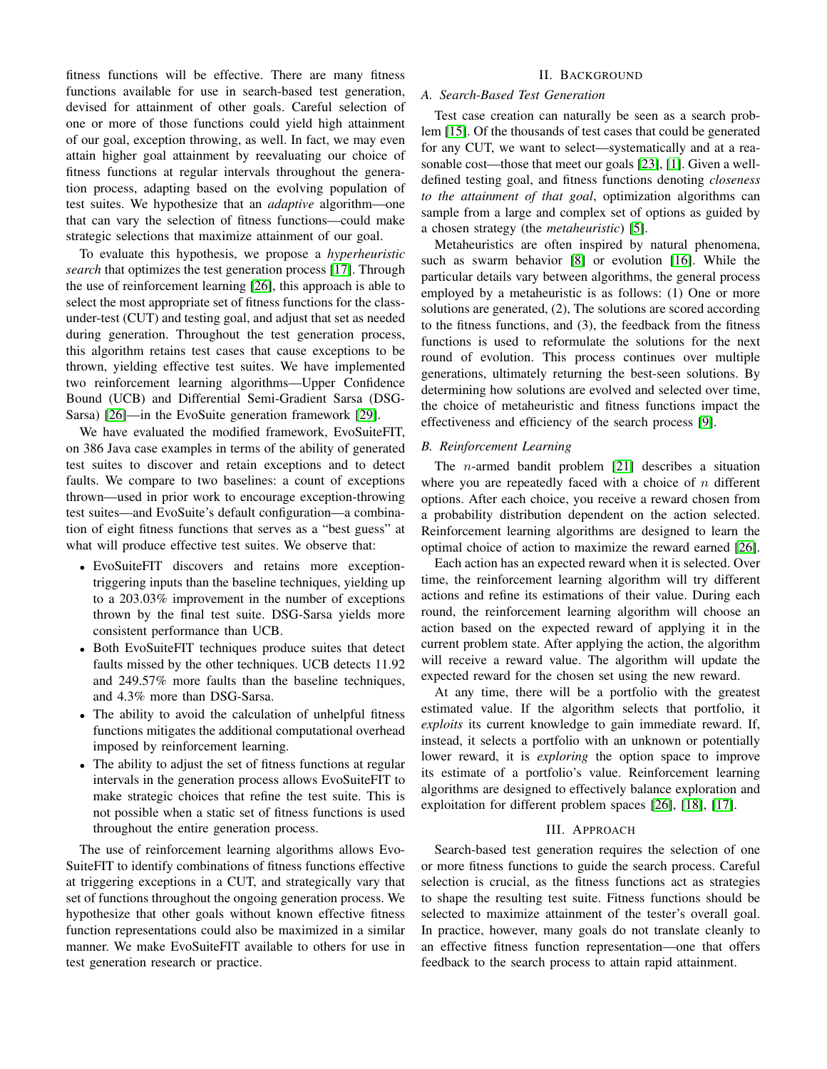fitness functions will be effective. There are many fitness functions available for use in search-based test generation, devised for attainment of other goals. Careful selection of one or more of those functions could yield high attainment of our goal, exception throwing, as well. In fact, we may even attain higher goal attainment by reevaluating our choice of fitness functions at regular intervals throughout the generation process, adapting based on the evolving population of test suites. We hypothesize that an *adaptive* algorithm—one that can vary the selection of fitness functions—could make strategic selections that maximize attainment of our goal.

To evaluate this hypothesis, we propose a *hyperheuristic search* that optimizes the test generation process [17]. Through the use of reinforcement learning [26], this approach is able to select the most appropriate set of fitness functions for the class-under-test (CUT) and testing goal, and adjust that set as needed during generation. Throughout the test generation process, this algorithm retains test cases that cause exceptions to be thrown, yielding effective test suites. We have implemented two reinforcement learning algorithms—Upper Confidence Bound (UCB) and Differential Semi-Gradient Sarsa (DSG-Sarsa) [26]—in the EvoSuite generation framework [29].

We have evaluated the modified framework, EvoSuiteFIT, on 386 Java case examples in terms of the ability of generated test suites to discover and retain exceptions and to detect faults. We compare to two baselines: a count of exceptions thrown—used in prior work to encourage exception-throwing test suites—and EvoSuite's default configuration—a combination of eight fitness functions that serves as a "best guess" at what will produce effective test suites. We observe that:

- EvoSuiteFIT discovers and retains more exception-triggering inputs than the baseline techniques, yielding up to a 203.03% improvement in the number of exceptions thrown by the final test suite. DSG-Sarsa yields more consistent performance than UCB.
- Both EvoSuiteFIT techniques produce suites that detect faults missed by the other techniques. UCB detects 11.92 and 249.57% more faults than the baseline techniques, and 4.3% more than DSG-Sarsa.
- The ability to avoid the calculation of unhelpful fitness functions mitigates the additional computational overhead imposed by reinforcement learning.
- The ability to adjust the set of fitness functions at regular intervals in the generation process allows EvoSuiteFIT to make strategic choices that refine the test suite. This is not possible when a static set of fitness functions is used throughout the entire generation process.

The use of reinforcement learning algorithms allows EvoSuiteFIT to identify combinations of fitness functions effective at triggering exceptions in a CUT, and strategically vary that set of functions throughout the ongoing generation process. We hypothesize that other goals without known effective fitness function representations could also be maximized in a similar manner. We make EvoSuiteFIT available to others for use in test generation research or practice.

## II. Background

### A. Search-Based Test Generation

Test case creation can naturally be seen as a search problem [15]. Of the thousands of test cases that could be generated for any CUT, we want to select—systematically and at a reasonable cost—those that meet our goals [23], [1]. Given a well-defined testing goal, and fitness functions denoting *closeness to the attainment of that goal*, optimization algorithms can sample from a large and complex set of options as guided by a chosen strategy (the *metaheuristic*) [5].

Metaheuristics are often inspired by natural phenomena, such as swarm behavior [8] or evolution [16]. While the particular details vary between algorithms, the general process employed by a metaheuristic is as follows: (1) One or more solutions are generated, (2), The solutions are scored according to the fitness functions, and (3), the feedback from the fitness functions is used to reformulate the solutions for the next round of evolution. This process continues over multiple generations, ultimately returning the best-seen solutions. By determining how solutions are evolved and selected over time, the choice of metaheuristic and fitness functions impact the effectiveness and efficiency of the search process [9].

### B. Reinforcement Learning

The $n$-armed bandit problem [21] describes a situation where you are repeatedly faced with a choice of $n$ different options. After each choice, you receive a reward chosen from a probability distribution dependent on the action selected. Reinforcement learning algorithms are designed to learn the optimal choice of action to maximize the reward earned [26].

Each action has an expected reward when it is selected. Over time, the reinforcement learning algorithm will try different actions and refine its estimations of their value. During each round, the reinforcement learning algorithm will choose an action based on the expected reward of applying it in the current problem state. After applying the action, the algorithm will receive a reward value. The algorithm will update the expected reward for the chosen set using the new reward.

At any time, there will be a portfolio with the greatest estimated value. If the algorithm selects that portfolio, it *exploits* its current knowledge to gain immediate reward. If, instead, it selects a portfolio with an unknown or potentially lower reward, it is *exploring* the option space to improve its estimate of a portfolio's value. Reinforcement learning algorithms are designed to effectively balance exploration and exploitation for different problem spaces [26], [18], [17].

## III. Approach

Search-based test generation requires the selection of one or more fitness functions to guide the search process. Careful selection is crucial, as the fitness functions act as strategies to shape the resulting test suite. Fitness functions should be selected to maximize attainment of the tester's overall goal. In practice, however, many goals do not translate cleanly to an effective fitness function representation—one that offers feedback to the search process to attain rapid attainment.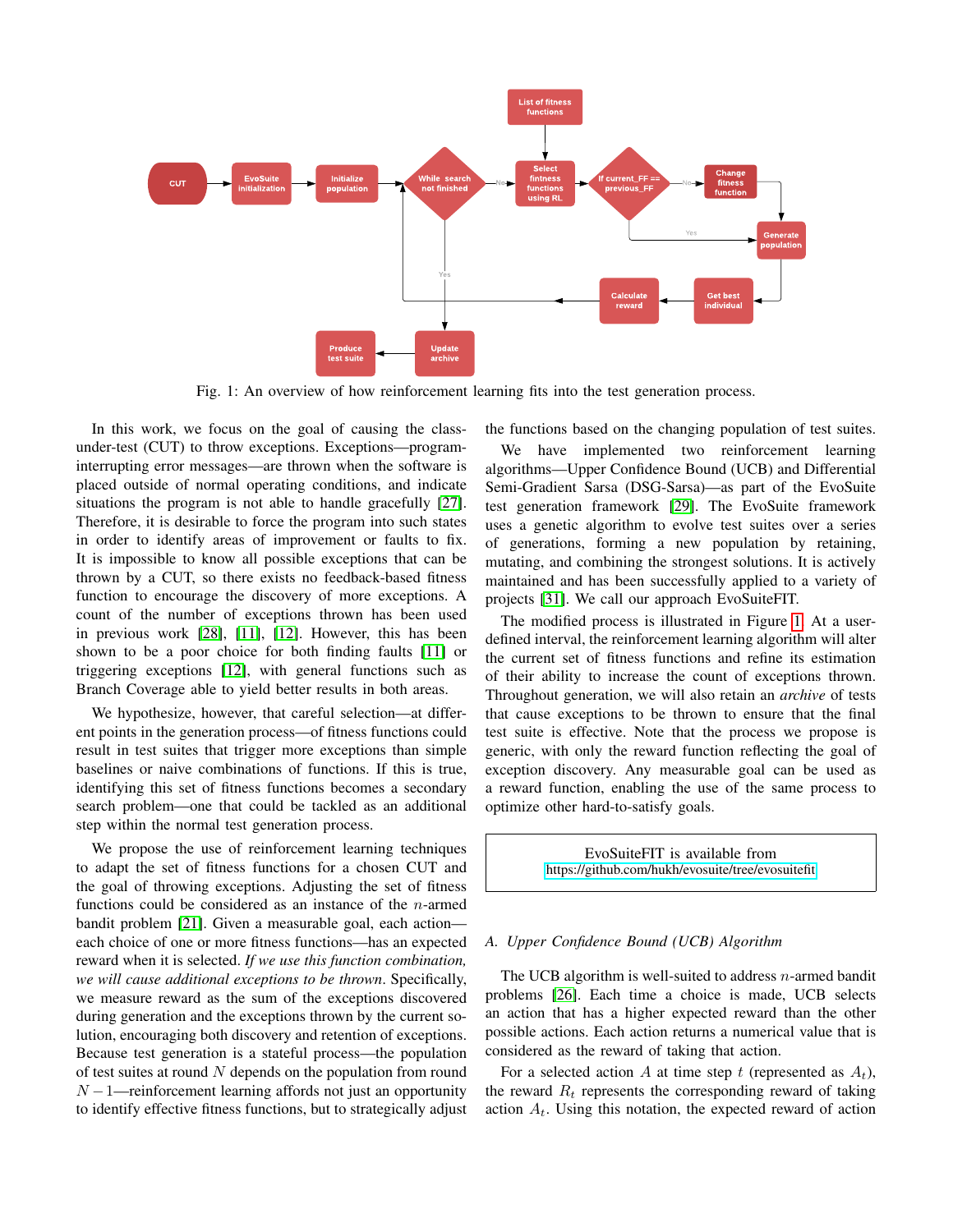CUT

EvoSuite initialization

Initialize population

While search not finished

No

List of fitness functions

Select fintness functions using RL

If current_FF == previous_FF

No

Change fitness function

Yes

Generate population

Get best individual

Calculate reward

Yes

Update archive

Produce test suite

Fig. 1: An overview of how reinforcement learning fits into the test generation process.

In this work, we focus on the goal of causing the class-under-test (CUT) to throw exceptions. Exceptions—program-interrupting error messages—are thrown when the software is placed outside of normal operating conditions, and indicate situations the program is not able to handle gracefully [27]. Therefore, it is desirable to force the program into such states in order to identify areas of improvement or faults to fix. It is impossible to know all possible exceptions that can be thrown by a CUT, so there exists no feedback-based fitness function to encourage the discovery of more exceptions. A count of the number of exceptions thrown has been used in previous work [28], [11], [12]. However, this has been shown to be a poor choice for both finding faults [11] or triggering exceptions [12], with general functions such as Branch Coverage able to yield better results in both areas.

We hypothesize, however, that careful selection—at different points in the generation process—of fitness functions could result in test suites that trigger more exceptions than simple baselines or naive combinations of functions. If this is true, identifying this set of fitness functions becomes a secondary search problem—one that could be tackled as an additional step within the normal test generation process.

We propose the use of reinforcement learning techniques to adapt the set of fitness functions for a chosen CUT and the goal of throwing exceptions. Adjusting the set of fitness functions could be considered as an instance of the $n$-armed bandit problem [21]. Given a measurable goal, each action—each choice of one or more fitness functions—has an expected reward when it is selected. *If we use this function combination, we will cause additional exceptions to be thrown*. Specifically, we measure reward as the sum of the exceptions discovered during generation and the exceptions thrown by the current solution, encouraging both discovery and retention of exceptions. Because test generation is a stateful process—the population of test suites at round $N$ depends on the population from round $N-1$—reinforcement learning affords not just an opportunity to identify effective fitness functions, but to strategically adjust the functions based on the changing population of test suites.

We have implemented two reinforcement learning algorithms—Upper Confidence Bound (UCB) and Differential Semi-Gradient Sarsa (DSG-Sarsa)—as part of the EvoSuite test generation framework [29]. The EvoSuite framework uses a genetic algorithm to evolve test suites over a series of generations, forming a new population by retaining, mutating, and combining the strongest solutions. It is actively maintained and has been successfully applied to a variety of projects [31]. We call our approach EvoSuiteFIT.

The modified process is illustrated in Figure 1. At a user-defined interval, the reinforcement learning algorithm will alter the current set of fitness functions and refine its estimation of their ability to increase the count of exceptions thrown. Throughout generation, we will also retain an *archive* of tests that cause exceptions to be thrown to ensure that the final test suite is effective. Note that the process we propose is generic, with only the reward function reflecting the goal of exception discovery. Any measurable goal can be used as a reward function, enabling the use of the same process to optimize other hard-to-satisfy goals.

EvoSuiteFIT is available from https://github.com/hukh/evosuite/tree/evosuitefit

### A. Upper Confidence Bound (UCB) Algorithm

The UCB algorithm is well-suited to address $n$-armed bandit problems [26]. Each time a choice is made, UCB selects an action that has a higher expected reward than the other possible actions. Each action returns a numerical value that is considered as the reward of taking that action.

For a selected action $A$ at time step $t$ (represented as $A_t$), the reward $R_t$ represents the corresponding reward of taking action $A_t$. Using this notation, the expected reward of action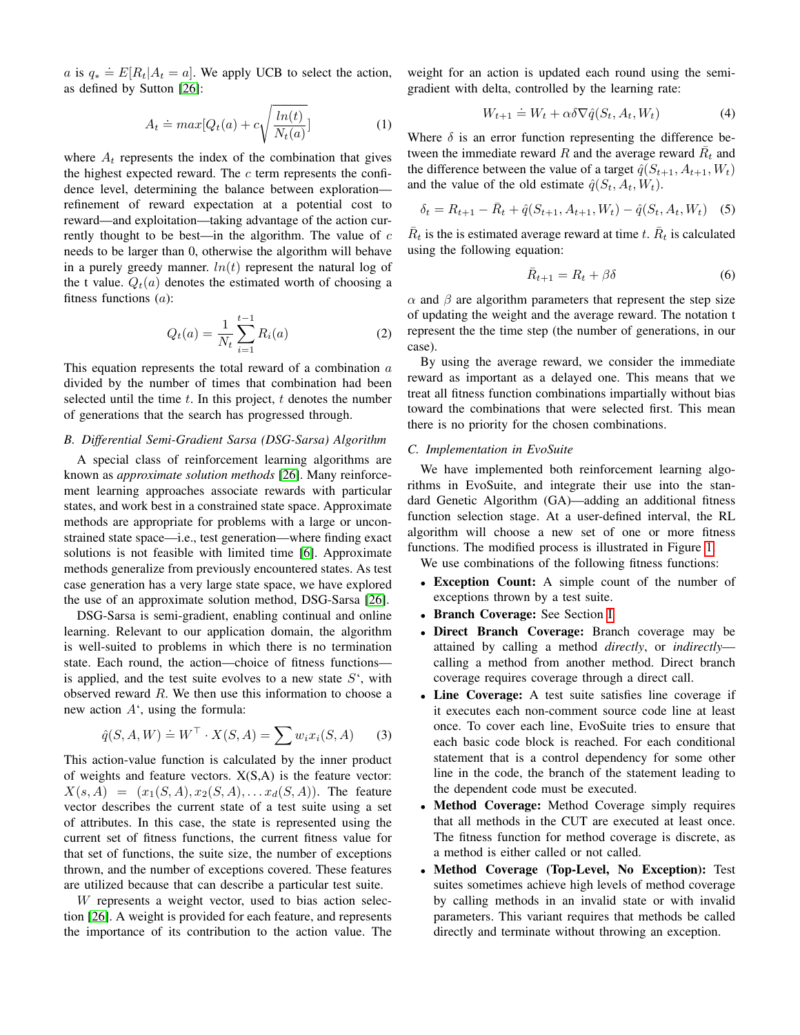$a$ is $q_* \doteq E[R_t|A_t = a]$. We apply UCB to select the action, as defined by Sutton [26]:

$$A_t \doteq max[Q_t(a) + c\sqrt{\frac{ln(t)}{N_t(a)}}] \quad (1)$$

where $A_t$ represents the index of the combination that gives the highest expected reward. The $c$ term represents the confidence level, determining the balance between exploration—refinement of reward expectation at a potential cost to reward—and exploitation—taking advantage of the action currently thought to be best—in the algorithm. The value of $c$ needs to be larger than 0, otherwise the algorithm will behave in a purely greedy manner. $ln(t)$ represent the natural log of the t value. $Q_t(a)$ denotes the estimated worth of choosing a fitness functions ($a$):

$$Q_t(a) = \frac{1}{N_t}\sum_{i=1}^{t-1} R_i(a) \quad (2)$$

This equation represents the total reward of a combination $a$ divided by the number of times that combination had been selected until the time $t$. In this project, $t$ denotes the number of generations that the search has progressed through.

### B. Differential Semi-Gradient Sarsa (DSG-Sarsa) Algorithm

A special class of reinforcement learning algorithms are known as *approximate solution methods* [26]. Many reinforcement learning approaches associate rewards with particular states, and work best in a constrained state space. Approximate methods are appropriate for problems with a large or unconstrained state space—i.e., test generation—where finding exact solutions is not feasible with limited time [6]. Approximate methods generalize from previously encountered states. As test case generation has a very large state space, we have explored the use of an approximate solution method, DSG-Sarsa [26].

DSG-Sarsa is semi-gradient, enabling continual and online learning. Relevant to our application domain, the algorithm is well-suited to problems in which there is no termination state. Each round, the action—choice of fitness functions—is applied, and the test suite evolves to a new state $S$‘, with observed reward $R$. We then use this information to choose a new action $A$‘, using the formula:

$$\hat{q}(S, A, W) \doteq W^\top \cdot X(S, A) = \sum w_i x_i(S, A) \quad (3)$$

This action-value function is calculated by the inner product of weights and feature vectors. X(S,A) is the feature vector: $X(s, A) = (x_1(S, A), x_2(S, A), \ldots x_d(S, A))$. The feature vector describes the current state of a test suite using a set of attributes. In this case, the state is represented using the current set of fitness functions, the current fitness value for that set of functions, the suite size, the number of exceptions thrown, and the number of exceptions covered. These features are utilized because that can describe a particular test suite.

$W$ represents a weight vector, used to bias action selection [26]. A weight is provided for each feature, and represents the importance of its contribution to the action value. The weight for an action is updated each round using the semi-gradient with delta, controlled by the learning rate:

$$W_{t+1} \doteq W_t + \alpha\delta\nabla\hat{q}(S_t, A_t, W_t) \quad (4)$$

Where $\delta$ is an error function representing the difference between the immediate reward $R$ and the average reward $\bar{R}_t$ and the difference between the value of a target $\hat{q}(S_{t+1}, A_{t+1}, W_t)$ and the value of the old estimate $\hat{q}(S_t, A_t, W_t)$.

$$\delta_t = R_{t+1} - \bar{R}_t + \hat{q}(S_{t+1}, A_{t+1}, W_t) - \hat{q}(S_t, A_t, W_t) \quad (5)$$

$\bar{R}_t$ is the is estimated average reward at time $t$. $\bar{R}_t$ is calculated using the following equation:

$$\bar{R}_{t+1} = R_t + \beta\delta \quad (6)$$

$\alpha$ and $\beta$ are algorithm parameters that represent the step size of updating the weight and the average reward. The notation t represent the the time step (the number of generations, in our case).

By using the average reward, we consider the immediate reward as important as a delayed one. This means that we treat all fitness function combinations impartially without bias toward the combinations that were selected first. This mean there is no priority for the chosen combinations.

### C. Implementation in EvoSuite

We have implemented both reinforcement learning algorithms in EvoSuite, and integrate their use into the standard Genetic Algorithm (GA)—adding an additional fitness function selection stage. At a user-defined interval, the RL algorithm will choose a new set of one or more fitness functions. The modified process is illustrated in Figure 1.

We use combinations of the following fitness functions:

- **Exception Count:** A simple count of the number of exceptions thrown by a test suite.
- **Branch Coverage:** See Section I.
- **Direct Branch Coverage:** Branch coverage may be attained by calling a method *directly*, or *indirectly*—calling a method from another method. Direct branch coverage requires coverage through a direct call.
- **Line Coverage:** A test suite satisfies line coverage if it executes each non-comment source code line at least once. To cover each line, EvoSuite tries to ensure that each basic code block is reached. For each conditional statement that is a control dependency for some other line in the code, the branch of the statement leading to the dependent code must be executed.
- **Method Coverage:** Method Coverage simply requires that all methods in the CUT are executed at least once. The fitness function for method coverage is discrete, as a method is either called or not called.
- **Method Coverage (Top-Level, No Exception):** Test suites sometimes achieve high levels of method coverage by calling methods in an invalid state or with invalid parameters. This variant requires that methods be called directly and terminate without throwing an exception.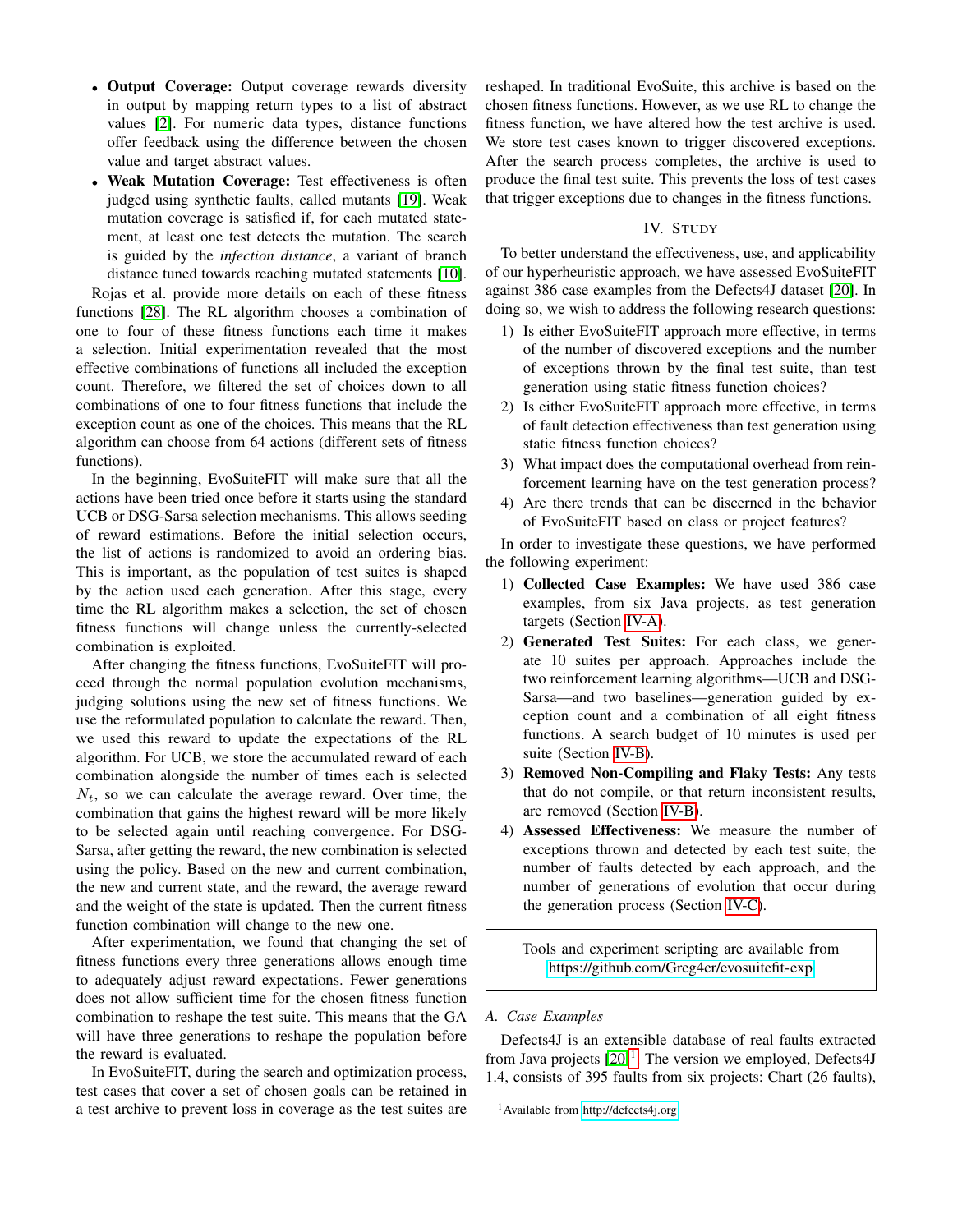- **Output Coverage:** Output coverage rewards diversity in output by mapping return types to a list of abstract values [2]. For numeric data types, distance functions offer feedback using the difference between the chosen value and target abstract values.
- **Weak Mutation Coverage:** Test effectiveness is often judged using synthetic faults, called mutants [19]. Weak mutation coverage is satisfied if, for each mutated statement, at least one test detects the mutation. The search is guided by the *infection distance*, a variant of branch distance tuned towards reaching mutated statements [10].

Rojas et al. provide more details on each of these fitness functions [28]. The RL algorithm chooses a combination of one to four of these fitness functions each time it makes a selection. Initial experimentation revealed that the most effective combinations of functions all included the exception count. Therefore, we filtered the set of choices down to all combinations of one to four fitness functions that include the exception count as one of the choices. This means that the RL algorithm can choose from 64 actions (different sets of fitness functions).

In the beginning, EvoSuiteFIT will make sure that all the actions have been tried once before it starts using the standard UCB or DSG-Sarsa selection mechanisms. This allows seeding of reward estimations. Before the initial selection occurs, the list of actions is randomized to avoid an ordering bias. This is important, as the population of test suites is shaped by the action used each generation. After this stage, every time the RL algorithm makes a selection, the set of chosen fitness functions will change unless the currently-selected combination is exploited.

After changing the fitness functions, EvoSuiteFIT will proceed through the normal population evolution mechanisms, judging solutions using the new set of fitness functions. We use the reformulated population to calculate the reward. Then, we used this reward to update the expectations of the RL algorithm. For UCB, we store the accumulated reward of each combination alongside the number of times each is selected $N_t$, so we can calculate the average reward. Over time, the combination that gains the highest reward will be more likely to be selected again until reaching convergence. For DSG-Sarsa, after getting the reward, the new combination is selected using the policy. Based on the new and current combination, the new and current state, and the reward, the average reward and the weight of the state is updated. Then the current fitness function combination will change to the new one.

After experimentation, we found that changing the set of fitness functions every three generations allows enough time to adequately adjust reward expectations. Fewer generations does not allow sufficient time for the chosen fitness function combination to reshape the test suite. This means that the GA will have three generations to reshape the population before the reward is evaluated.

In EvoSuiteFIT, during the search and optimization process, test cases that cover a set of chosen goals can be retained in a test archive to prevent loss in coverage as the test suites are reshaped. In traditional EvoSuite, this archive is based on the chosen fitness functions. However, as we use RL to change the fitness function, we have altered how the test archive is used. We store test cases known to trigger discovered exceptions. After the search process completes, the archive is used to produce the final test suite. This prevents the loss of test cases that trigger exceptions due to changes in the fitness functions.

## IV. Study

To better understand the effectiveness, use, and applicability of our hyperheuristic approach, we have assessed EvoSuiteFIT against 386 case examples from the Defects4J dataset [20]. In doing so, we wish to address the following research questions:

1) Is either EvoSuiteFIT approach more effective, in terms of the number of discovered exceptions and the number of exceptions thrown by the final test suite, than test generation using static fitness function choices?
2) Is either EvoSuiteFIT approach more effective, in terms of fault detection effectiveness than test generation using static fitness function choices?
3) What impact does the computational overhead from reinforcement learning have on the test generation process?
4) Are there trends that can be discerned in the behavior of EvoSuiteFIT based on class or project features?

In order to investigate these questions, we have performed the following experiment:

1) **Collected Case Examples:** We have used 386 case examples, from six Java projects, as test generation targets (Section IV-A).
2) **Generated Test Suites:** For each class, we generate 10 suites per approach. Approaches include the two reinforcement learning algorithms—UCB and DSG-Sarsa—and two baselines—generation guided by exception count and a combination of all eight fitness functions. A search budget of 10 minutes is used per suite (Section IV-B).
3) **Removed Non-Compiling and Flaky Tests:** Any tests that do not compile, or that return inconsistent results, are removed (Section IV-B).
4) **Assessed Effectiveness:** We measure the number of exceptions thrown and detected by each test suite, the number of faults detected by each approach, and the number of generations of evolution that occur during the generation process (Section IV-C).

> Tools and experiment scripting are available from https://github.com/Greg4cr/evosuitefit-exp

### A. Case Examples

Defects4J is an extensible database of real faults extracted from Java projects [20][1]. The version we employed, Defects4J 1.4, consists of 395 faults from six projects: Chart (26 faults),

[1] Available from http://defects4j.org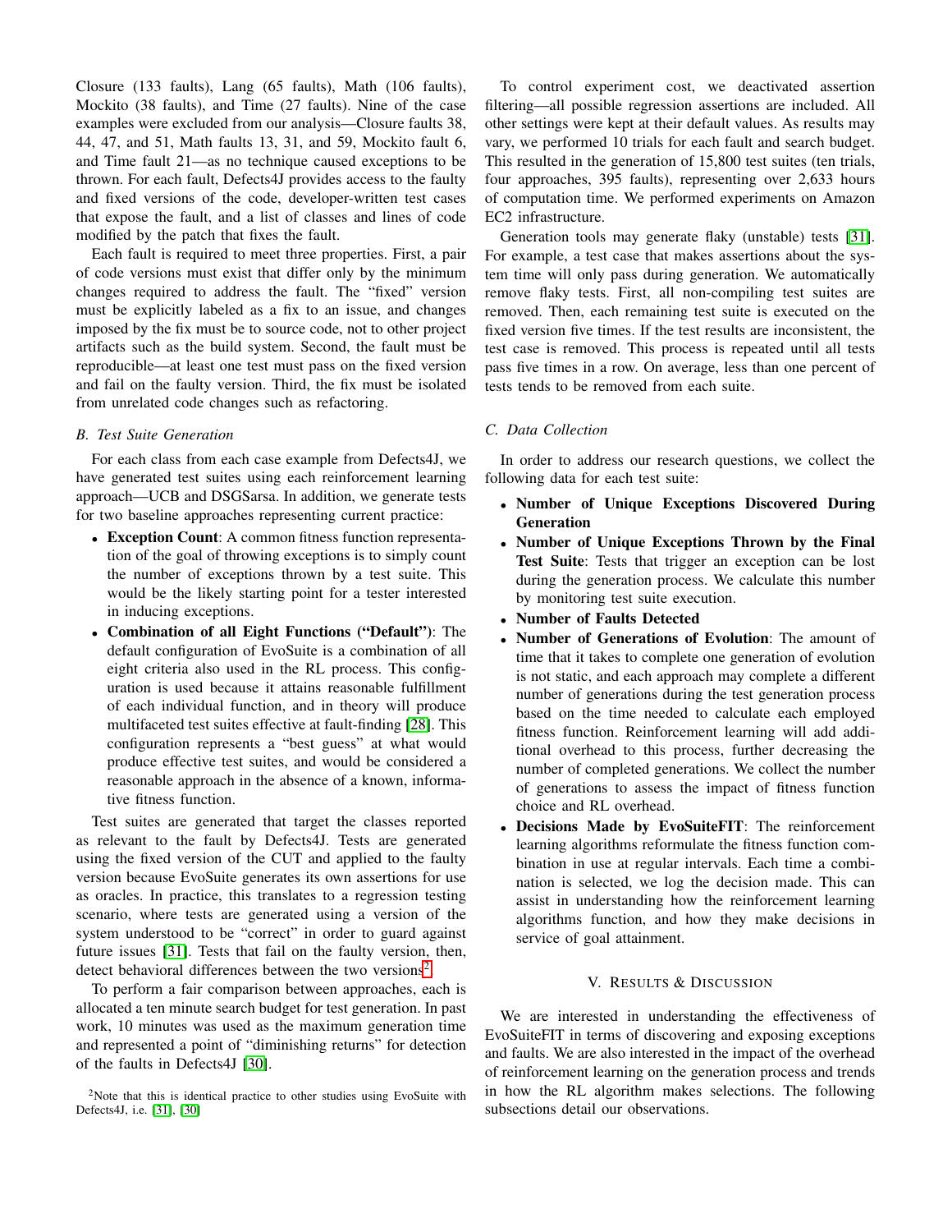Closure (133 faults), Lang (65 faults), Math (106 faults), Mockito (38 faults), and Time (27 faults). Nine of the case examples were excluded from our analysis—Closure faults 38, 44, 47, and 51, Math faults 13, 31, and 59, Mockito fault 6, and Time fault 21—as no technique caused exceptions to be thrown. For each fault, Defects4J provides access to the faulty and fixed versions of the code, developer-written test cases that expose the fault, and a list of classes and lines of code modified by the patch that fixes the fault.

Each fault is required to meet three properties. First, a pair of code versions must exist that differ only by the minimum changes required to address the fault. The "fixed" version must be explicitly labeled as a fix to an issue, and changes imposed by the fix must be to source code, not to other project artifacts such as the build system. Second, the fault must be reproducible—at least one test must pass on the fixed version and fail on the faulty version. Third, the fix must be isolated from unrelated code changes such as refactoring.

### B. Test Suite Generation

For each class from each case example from Defects4J, we have generated test suites using each reinforcement learning approach—UCB and DSGSarsa. In addition, we generate tests for two baseline approaches representing current practice:

- **Exception Count**: A common fitness function representation of the goal of throwing exceptions is to simply count the number of exceptions thrown by a test suite. This would be the likely starting point for a tester interested in inducing exceptions.
- **Combination of all Eight Functions ("Default")**: The default configuration of EvoSuite is a combination of all eight criteria also used in the RL process. This configuration is used because it attains reasonable fulfillment of each individual function, and in theory will produce multifaceted test suites effective at fault-finding [28]. This configuration represents a "best guess" at what would produce effective test suites, and would be considered a reasonable approach in the absence of a known, informative fitness function.

Test suites are generated that target the classes reported as relevant to the fault by Defects4J. Tests are generated using the fixed version of the CUT and applied to the faulty version because EvoSuite generates its own assertions for use as oracles. In practice, this translates to a regression testing scenario, where tests are generated using a version of the system understood to be "correct" in order to guard against future issues [31]. Tests that fail on the faulty version, then, detect behavioral differences between the two versions[2].

To perform a fair comparison between approaches, each is allocated a ten minute search budget for test generation. In past work, 10 minutes was used as the maximum generation time and represented a point of "diminishing returns" for detection of the faults in Defects4J [30].

[2]Note that this is identical practice to other studies using EvoSuite with Defects4J, i.e. [31], [30]

To control experiment cost, we deactivated assertion filtering—all possible regression assertions are included. All other settings were kept at their default values. As results may vary, we performed 10 trials for each fault and search budget. This resulted in the generation of 15,800 test suites (ten trials, four approaches, 395 faults), representing over 2,633 hours of computation time. We performed experiments on Amazon EC2 infrastructure.

Generation tools may generate flaky (unstable) tests [31]. For example, a test case that makes assertions about the system time will only pass during generation. We automatically remove flaky tests. First, all non-compiling test suites are removed. Then, each remaining test suite is executed on the fixed version five times. If the test results are inconsistent, the test case is removed. This process is repeated until all tests pass five times in a row. On average, less than one percent of tests tends to be removed from each suite.

### C. Data Collection

In order to address our research questions, we collect the following data for each test suite:

- **Number of Unique Exceptions Discovered During Generation**
- **Number of Unique Exceptions Thrown by the Final Test Suite**: Tests that trigger an exception can be lost during the generation process. We calculate this number by monitoring test suite execution.
- **Number of Faults Detected**
- **Number of Generations of Evolution**: The amount of time that it takes to complete one generation of evolution is not static, and each approach may complete a different number of generations during the test generation process based on the time needed to calculate each employed fitness function. Reinforcement learning will add additional overhead to this process, further decreasing the number of completed generations. We collect the number of generations to assess the impact of fitness function choice and RL overhead.
- **Decisions Made by EvoSuiteFIT**: The reinforcement learning algorithms reformulate the fitness function combination in use at regular intervals. Each time a combination is selected, we log the decision made. This can assist in understanding how the reinforcement learning algorithms function, and how they make decisions in service of goal attainment.

## V. Results & Discussion

We are interested in understanding the effectiveness of EvoSuiteFIT in terms of discovering and exposing exceptions and faults. We are also interested in the impact of the overhead of reinforcement learning on the generation process and trends in how the RL algorithm makes selections. The following subsections detail our observations.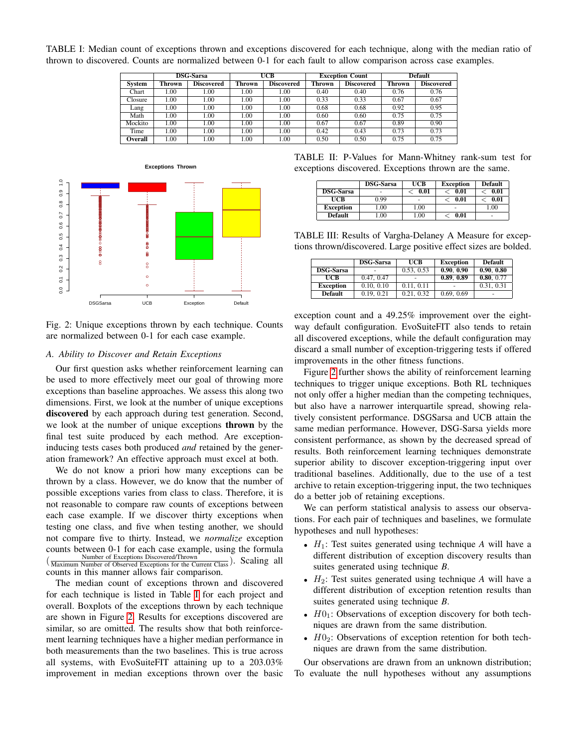TABLE I: Median count of exceptions thrown and exceptions discovered for each technique, along with the median ratio of thrown to discovered. Counts are normalized between 0-1 for each fault to allow comparison across case examples.

| | DSG-Sarsa | | UCB | | Exception Count | | Default | |
|---|---|---|---|---|---|---|---|---|
| **System** | **Thrown** | **Discovered** | **Thrown** | **Discovered** | **Thrown** | **Discovered** | **Thrown** | **Discovered** |
| Chart | 1.00 | 1.00 | 1.00 | 1.00 | 0.40 | 0.40 | 0.76 | 0.76 |
| Closure | 1.00 | 1.00 | 1.00 | 1.00 | 0.33 | 0.33 | 0.67 | 0.67 |
| Lang | 1.00 | 1.00 | 1.00 | 1.00 | 0.68 | 0.68 | 0.92 | 0.95 |
| Math | 1.00 | 1.00 | 1.00 | 1.00 | 0.60 | 0.60 | 0.75 | 0.75 |
| Mockito | 1.00 | 1.00 | 1.00 | 1.00 | 0.67 | 0.67 | 0.89 | 0.90 |
| Time | 1.00 | 1.00 | 1.00 | 1.00 | 0.42 | 0.43 | 0.73 | 0.73 |
| **Overall** | 1.00 | 1.00 | 1.00 | 1.00 | 0.50 | 0.50 | 0.75 | 0.75 |

Fig. 2: Unique exceptions thrown by each technique. Counts are normalized between 0-1 for each case example.

### A. Ability to Discover and Retain Exceptions

Our first question asks whether reinforcement learning can be used to more effectively meet our goal of throwing more exceptions than baseline approaches. We assess this along two dimensions. First, we look at the number of unique exceptions **discovered** by each approach during test generation. Second, we look at the number of unique exceptions **thrown** by the final test suite produced by each method. Are exception-inducing tests cases both produced *and* retained by the generation framework? An effective approach must excel at both.

We do not know a priori how many exceptions can be thrown by a class. However, we do know that the number of possible exceptions varies from class to class. Therefore, it is not reasonable to compare raw counts of exceptions between each case example. If we discover thirty exceptions when testing one class, and five when testing another, we should not compare five to thirty. Instead, we *normalize* exception counts between 0-1 for each case example, using the formula $\left(\frac{\text{Number of Exceptions Discovered/Thrown}}{\text{Maximum Number of Observed Exceptions for the Current Class}}\right)$. Scaling all counts in this manner allows fair comparison.

The median count of exceptions thrown and discovered for each technique is listed in Table I for each project and overall. Boxplots of the exceptions thrown by each technique are shown in Figure 2. Results for exceptions discovered are similar, so are omitted. The results show that both reinforcement learning techniques have a higher median performance in both measurements than the two baselines. This is true across all systems, with EvoSuiteFIT attaining up to a 203.03% improvement in median exceptions thrown over the basic exception count and a 49.25% improvement over the eight-way default configuration. EvoSuiteFIT also tends to retain all discovered exceptions, while the default configuration may discard a small number of exception-triggering tests if offered improvements in the other fitness functions.

TABLE II: P-Values for Mann-Whitney rank-sum test for exceptions discovered. Exceptions thrown are the same.

| | DSG-Sarsa | UCB | Exception | Default |
|---|---|---|---|---|
| **DSG-Sarsa** | - | $<$ **0.01** | $<$ **0.01** | $<$ **0.01** |
| **UCB** | 0.99 | - | $<$ **0.01** | $<$ **0.01** |
| **Exception** | 1.00 | 1.00 | - | 1.00 |
| **Default** | 1.00 | 1.00 | $<$ **0.01** | - |

TABLE III: Results of Vargha-Delaney A Measure for exceptions thrown/discovered. Large positive effect sizes are bolded.

| | DSG-Sarsa | UCB | Exception | Default |
|---|---|---|---|---|
| **DSG-Sarsa** | - | 0.53, 0.53 | **0.90**, **0.90** | **0.90**, **0.80** |
| **UCB** | 0.47, 0.47 | - | **0.89**, **0.89** | **0.80**, 0.77 |
| **Exception** | 0.10, 0.10 | 0.11, 0.11 | - | 0.31, 0.31 |
| **Default** | 0.19, 0.21 | 0.21, 0.32 | 0.69, 0.69 | - |

Figure 2 further shows the ability of reinforcement learning techniques to trigger unique exceptions. Both RL techniques not only offer a higher median than the competing techniques, but also have a narrower interquartile spread, showing relatively consistent performance. DSGSarsa and UCB attain the same median performance. However, DSG-Sarsa yields more consistent performance, as shown by the decreased spread of results. Both reinforcement learning techniques demonstrate superior ability to discover exception-triggering input over traditional baselines. Additionally, due to the use of a test archive to retain exception-triggering input, the two techniques do a better job of retaining exceptions.

We can perform statistical analysis to assess our observations. For each pair of techniques and baselines, we formulate hypotheses and null hypotheses:

- $H_1$: Test suites generated using technique *A* will have a different distribution of exception discovery results than suites generated using technique *B*.
- $H_2$: Test suites generated using technique *A* will have a different distribution of exception retention results than suites generated using technique *B*.
- $H0_1$: Observations of exception discovery for both techniques are drawn from the same distribution.
- $H0_2$: Observations of exception retention for both techniques are drawn from the same distribution.

Our observations are drawn from an unknown distribution; To evaluate the null hypotheses without any assumptions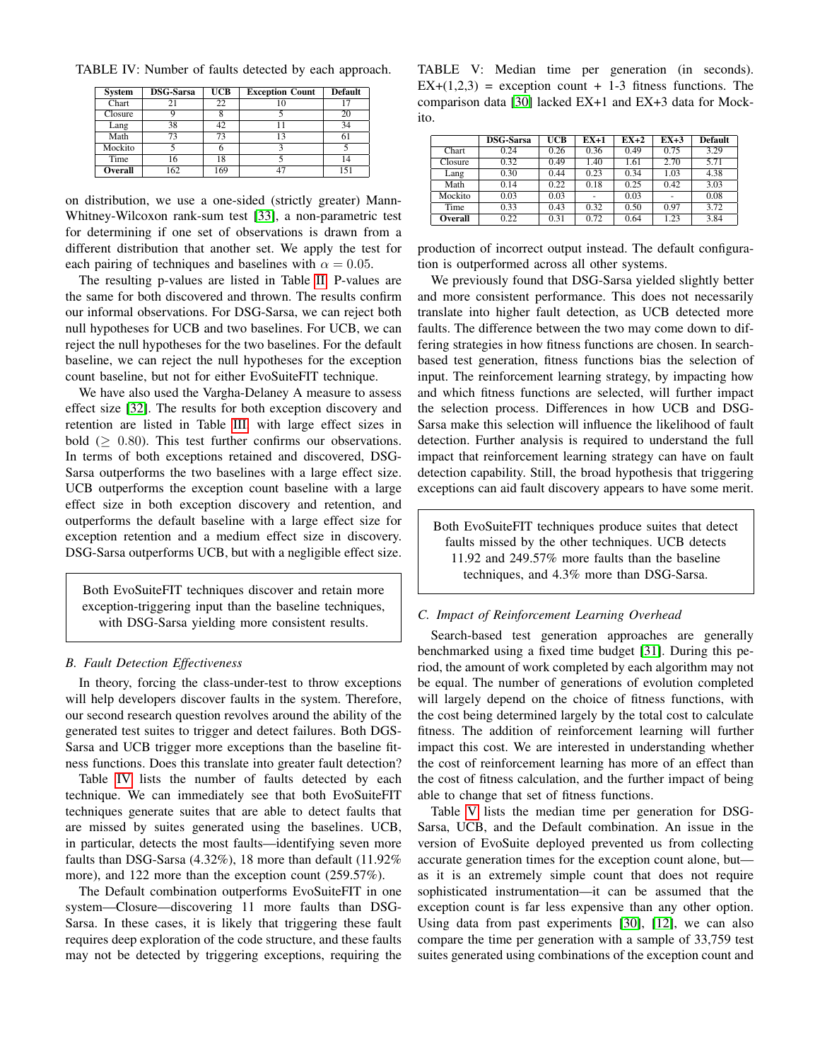TABLE IV: Number of faults detected by each approach.

| System | DSG-Sarsa | UCB | Exception Count | Default |
|---|---|---|---|---|
| Chart | 21 | 22 | 10 | 17 |
| Closure | 9 | 8 | 5 | 20 |
| Lang | 38 | 42 | 11 | 34 |
| Math | 73 | 73 | 13 | 61 |
| Mockito | 5 | 6 | 3 | 5 |
| Time | 16 | 18 | 5 | 14 |
| **Overall** | 162 | 169 | 47 | 151 |

on distribution, we use a one-sided (strictly greater) Mann-Whitney-Wilcoxon rank-sum test [33], a non-parametric test for determining if one set of observations is drawn from a different distribution that another set. We apply the test for each pairing of techniques and baselines with $\alpha = 0.05$.

The resulting p-values are listed in Table II. P-values are the same for both discovered and thrown. The results confirm our informal observations. For DSG-Sarsa, we can reject both null hypotheses for UCB and two baselines. For UCB, we can reject the null hypotheses for the two baselines. For the default baseline, we can reject the null hypotheses for the exception count baseline, but not for either EvoSuiteFIT technique.

We have also used the Vargha-Delaney A measure to assess effect size [32]. The results for both exception discovery and retention are listed in Table III, with large effect sizes in bold ($\geq$ 0.80). This test further confirms our observations. In terms of both exceptions retained and discovered, DSG-Sarsa outperforms the two baselines with a large effect size. UCB outperforms the exception count baseline with a large effect size in both exception discovery and retention, and outperforms the default baseline with a large effect size for exception retention and a medium effect size in discovery. DSG-Sarsa outperforms UCB, but with a negligible effect size.

> Both EvoSuiteFIT techniques discover and retain more exception-triggering input than the baseline techniques, with DSG-Sarsa yielding more consistent results.

### B. Fault Detection Effectiveness

In theory, forcing the class-under-test to throw exceptions will help developers discover faults in the system. Therefore, our second research question revolves around the ability of the generated test suites to trigger and detect failures. Both DGS-Sarsa and UCB trigger more exceptions than the baseline fitness functions. Does this translate into greater fault detection?

Table IV lists the number of faults detected by each technique. We can immediately see that both EvoSuiteFIT techniques generate suites that are able to detect faults that are missed by suites generated using the baselines. UCB, in particular, detects the most faults—identifying seven more faults than DSG-Sarsa (4.32%), 18 more than default (11.92% more), and 122 more than the exception count (259.57%).

The Default combination outperforms EvoSuiteFIT in one system—Closure—discovering 11 more faults than DSG-Sarsa. In these cases, it is likely that triggering these fault requires deep exploration of the code structure, and these faults may not be detected by triggering exceptions, requiring the production of incorrect output instead. The default configuration is outperformed across all other systems.

TABLE V: Median time per generation (in seconds). EX+(1,2,3) = exception count + 1-3 fitness functions. The comparison data [30] lacked EX+1 and EX+3 data for Mockito.

|  | DSG-Sarsa | UCB | EX+1 | EX+2 | EX+3 | Default |
|---|---|---|---|---|---|---|
| Chart | 0.24 | 0.26 | 0.36 | 0.49 | 0.75 | 3.29 |
| Closure | 0.32 | 0.49 | 1.40 | 1.61 | 2.70 | 5.71 |
| Lang | 0.30 | 0.44 | 0.23 | 0.34 | 1.03 | 4.38 |
| Math | 0.14 | 0.22 | 0.18 | 0.25 | 0.42 | 3.03 |
| Mockito | 0.03 | 0.03 | - | 0.03 | - | 0.08 |
| Time | 0.33 | 0.43 | 0.32 | 0.50 | 0.97 | 3.72 |
| **Overall** | 0.22 | 0.31 | 0.72 | 0.64 | 1.23 | 3.84 |

We previously found that DSG-Sarsa yielded slightly better and more consistent performance. This does not necessarily translate into higher fault detection, as UCB detected more faults. The difference between the two may come down to differing strategies in how fitness functions are chosen. In search-based test generation, fitness functions bias the selection of input. The reinforcement learning strategy, by impacting how and which fitness functions are selected, will further impact the selection process. Differences in how UCB and DSG-Sarsa make this selection will influence the likelihood of fault detection. Further analysis is required to understand the full impact that reinforcement learning strategy can have on fault detection capability. Still, the broad hypothesis that triggering exceptions can aid fault discovery appears to have some merit.

> Both EvoSuiteFIT techniques produce suites that detect faults missed by the other techniques. UCB detects 11.92 and 249.57% more faults than the baseline techniques, and 4.3% more than DSG-Sarsa.

### C. Impact of Reinforcement Learning Overhead

Search-based test generation approaches are generally benchmarked using a fixed time budget [31]. During this period, the amount of work completed by each algorithm may not be equal. The number of generations of evolution completed will largely depend on the choice of fitness functions, with the cost being determined largely by the total cost to calculate fitness. The addition of reinforcement learning will further impact this cost. We are interested in understanding whether the cost of reinforcement learning has more of an effect than the cost of fitness calculation, and the further impact of being able to change that set of fitness functions.

Table V lists the median time per generation for DSG-Sarsa, UCB, and the Default combination. An issue in the version of EvoSuite deployed prevented us from collecting accurate generation times for the exception count alone, but—as it is an extremely simple count that does not require sophisticated instrumentation—it can be assumed that the exception count is far less expensive than any other option. Using data from past experiments [30], [12], we can also compare the time per generation with a sample of 33,759 test suites generated using combinations of the exception count and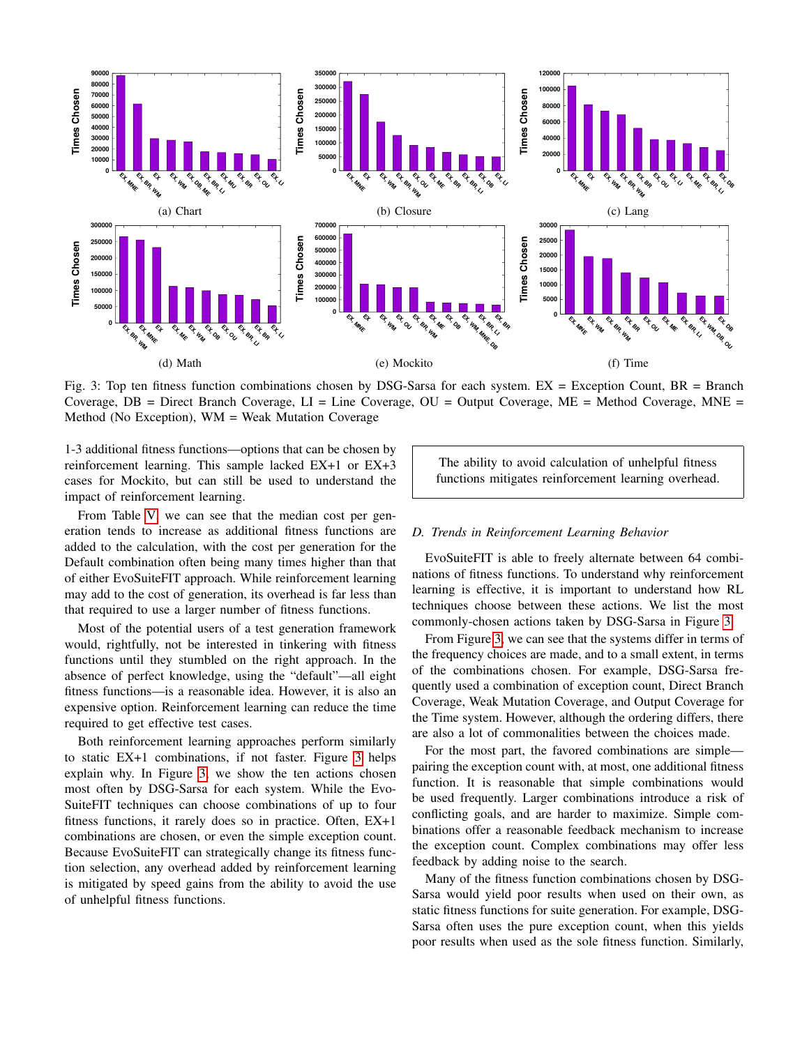Fig. 3: Top ten fitness function combinations chosen by DSG-Sarsa for each system. EX = Exception Count, BR = Branch Coverage, DB = Direct Branch Coverage, LI = Line Coverage, OU = Output Coverage, ME = Method Coverage, MNE = Method (No Exception), WM = Weak Mutation Coverage

1-3 additional fitness functions—options that can be chosen by reinforcement learning. This sample lacked EX+1 or EX+3 cases for Mockito, but can still be used to understand the impact of reinforcement learning.

From Table V, we can see that the median cost per generation tends to increase as additional fitness functions are added to the calculation, with the cost per generation for the Default combination often being many times higher than that of either EvoSuiteFIT approach. While reinforcement learning may add to the cost of generation, its overhead is far less than that required to use a larger number of fitness functions.

Most of the potential users of a test generation framework would, rightfully, not be interested in tinkering with fitness functions until they stumbled on the right approach. In the absence of perfect knowledge, using the "default"—all eight fitness functions—is a reasonable idea. However, it is also an expensive option. Reinforcement learning can reduce the time required to get effective test cases.

Both reinforcement learning approaches perform similarly to static EX+1 combinations, if not faster. Figure 3 helps explain why. In Figure 3, we show the ten actions chosen most often by DSG-Sarsa for each system. While the EvoSuiteFIT techniques can choose combinations of up to four fitness functions, it rarely does so in practice. Often, EX+1 combinations are chosen, or even the simple exception count. Because EvoSuiteFIT can strategically change its fitness function selection, any overhead added by reinforcement learning is mitigated by speed gains from the ability to avoid the use of unhelpful fitness functions.

> The ability to avoid calculation of unhelpful fitness functions mitigates reinforcement learning overhead.

### D. Trends in Reinforcement Learning Behavior

EvoSuiteFIT is able to freely alternate between 64 combinations of fitness functions. To understand why reinforcement learning is effective, it is important to understand how RL techniques choose between these actions. We list the most commonly-chosen actions taken by DSG-Sarsa in Figure 3.

From Figure 3, we can see that the systems differ in terms of the frequency choices are made, and to a small extent, in terms of the combinations chosen. For example, DSG-Sarsa frequently used a combination of exception count, Direct Branch Coverage, Weak Mutation Coverage, and Output Coverage for the Time system. However, although the ordering differs, there are also a lot of commonalities between the choices made.

For the most part, the favored combinations are simple—pairing the exception count with, at most, one additional fitness function. It is reasonable that simple combinations would be used frequently. Larger combinations introduce a risk of conflicting goals, and are harder to maximize. Simple combinations offer a reasonable feedback mechanism to increase the exception count. Complex combinations may offer less feedback by adding noise to the search.

Many of the fitness function combinations chosen by DSG-Sarsa would yield poor results when used on their own, as static fitness functions for suite generation. For example, DSG-Sarsa often uses the pure exception count, when this yields poor results when used as the sole fitness function. Similarly,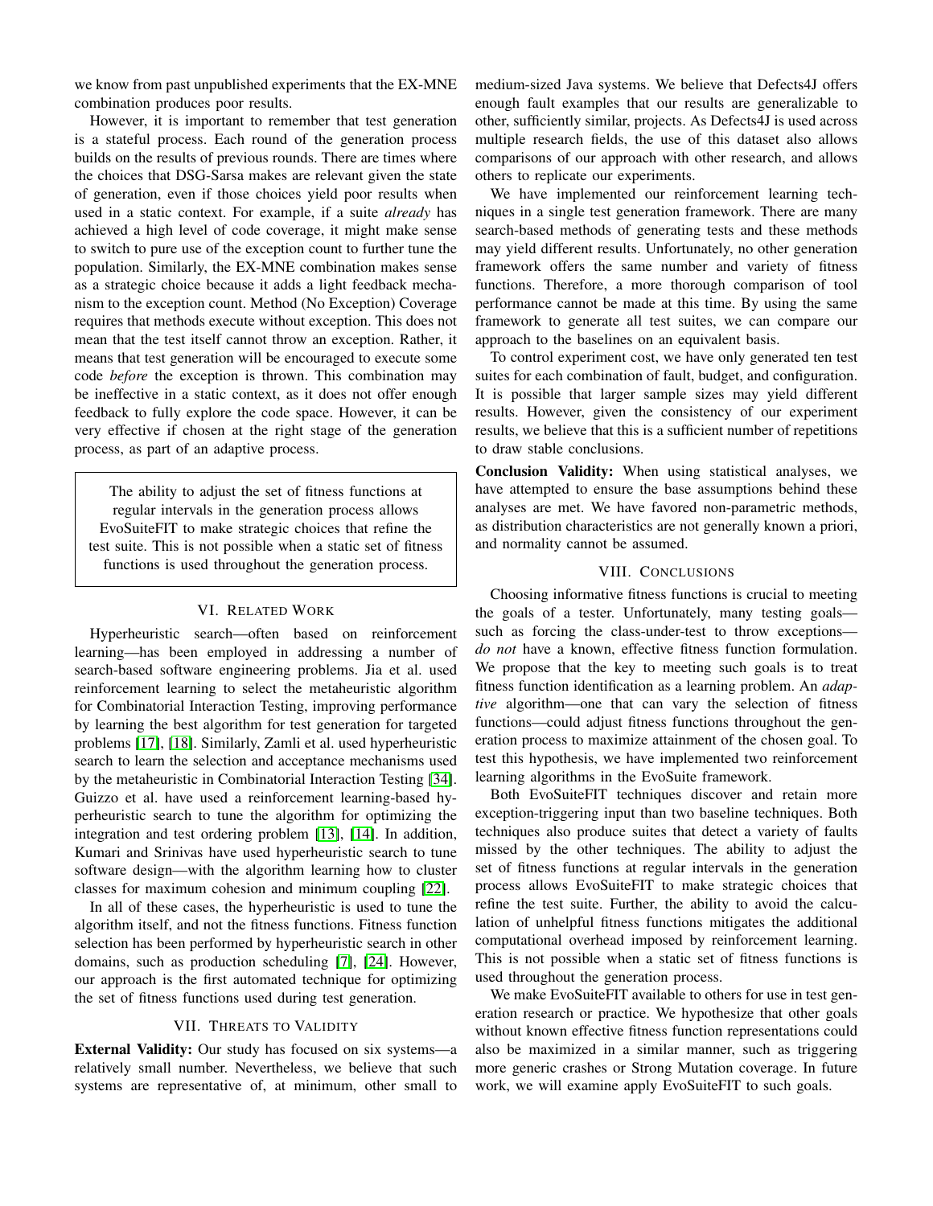we know from past unpublished experiments that the EX-MNE combination produces poor results.

However, it is important to remember that test generation is a stateful process. Each round of the generation process builds on the results of previous rounds. There are times where the choices that DSG-Sarsa makes are relevant given the state of generation, even if those choices yield poor results when used in a static context. For example, if a suite *already* has achieved a high level of code coverage, it might make sense to switch to pure use of the exception count to further tune the population. Similarly, the EX-MNE combination makes sense as a strategic choice because it adds a light feedback mechanism to the exception count. Method (No Exception) Coverage requires that methods execute without exception. This does not mean that the test itself cannot throw an exception. Rather, it means that test generation will be encouraged to execute some code *before* the exception is thrown. This combination may be ineffective in a static context, as it does not offer enough feedback to fully explore the code space. However, it can be very effective if chosen at the right stage of the generation process, as part of an adaptive process.

> The ability to adjust the set of fitness functions at regular intervals in the generation process allows EvoSuiteFIT to make strategic choices that refine the test suite. This is not possible when a static set of fitness functions is used throughout the generation process.

## VI. Related Work

Hyperheuristic search—often based on reinforcement learning—has been employed in addressing a number of search-based software engineering problems. Jia et al. used reinforcement learning to select the metaheuristic algorithm for Combinatorial Interaction Testing, improving performance by learning the best algorithm for test generation for targeted problems [17], [18]. Similarly, Zamli et al. used hyperheuristic search to learn the selection and acceptance mechanisms used by the metaheuristic in Combinatorial Interaction Testing [34]. Guizzo et al. have used a reinforcement learning-based hyperheuristic search to tune the algorithm for optimizing the integration and test ordering problem [13], [14]. In addition, Kumari and Srinivas have used hyperheuristic search to tune software design—with the algorithm learning how to cluster classes for maximum cohesion and minimum coupling [22].

In all of these cases, the hyperheuristic is used to tune the algorithm itself, and not the fitness functions. Fitness function selection has been performed by hyperheuristic search in other domains, such as production scheduling [7], [24]. However, our approach is the first automated technique for optimizing the set of fitness functions used during test generation.

## VII. Threats to Validity

**External Validity:** Our study has focused on six systems—a relatively small number. Nevertheless, we believe that such systems are representative of, at minimum, other small to medium-sized Java systems. We believe that Defects4J offers enough fault examples that our results are generalizable to other, sufficiently similar, projects. As Defects4J is used across multiple research fields, the use of this dataset also allows comparisons of our approach with other research, and allows others to replicate our experiments.

We have implemented our reinforcement learning techniques in a single test generation framework. There are many search-based methods of generating tests and these methods may yield different results. Unfortunately, no other generation framework offers the same number and variety of fitness functions. Therefore, a more thorough comparison of tool performance cannot be made at this time. By using the same framework to generate all test suites, we can compare our approach to the baselines on an equivalent basis.

To control experiment cost, we have only generated ten test suites for each combination of fault, budget, and configuration. It is possible that larger sample sizes may yield different results. However, given the consistency of our experiment results, we believe that this is a sufficient number of repetitions to draw stable conclusions.

**Conclusion Validity:** When using statistical analyses, we have attempted to ensure the base assumptions behind these analyses are met. We have favored non-parametric methods, as distribution characteristics are not generally known a priori, and normality cannot be assumed.

## VIII. Conclusions

Choosing informative fitness functions is crucial to meeting the goals of a tester. Unfortunately, many testing goals—such as forcing the class-under-test to throw exceptions—*do not* have a known, effective fitness function formulation. We propose that the key to meeting such goals is to treat fitness function identification as a learning problem. An *adaptive* algorithm—one that can vary the selection of fitness functions—could adjust fitness functions throughout the generation process to maximize attainment of the chosen goal. To test this hypothesis, we have implemented two reinforcement learning algorithms in the EvoSuite framework.

Both EvoSuiteFIT techniques discover and retain more exception-triggering input than two baseline techniques. Both techniques also produce suites that detect a variety of faults missed by the other techniques. The ability to adjust the set of fitness functions at regular intervals in the generation process allows EvoSuiteFIT to make strategic choices that refine the test suite. Further, the ability to avoid the calculation of unhelpful fitness functions mitigates the additional computational overhead imposed by reinforcement learning. This is not possible when a static set of fitness functions is used throughout the generation process.

We make EvoSuiteFIT available to others for use in test generation research or practice. We hypothesize that other goals without known effective fitness function representations could also be maximized in a similar manner, such as triggering more generic crashes or Strong Mutation coverage. In future work, we will examine apply EvoSuiteFIT to such goals.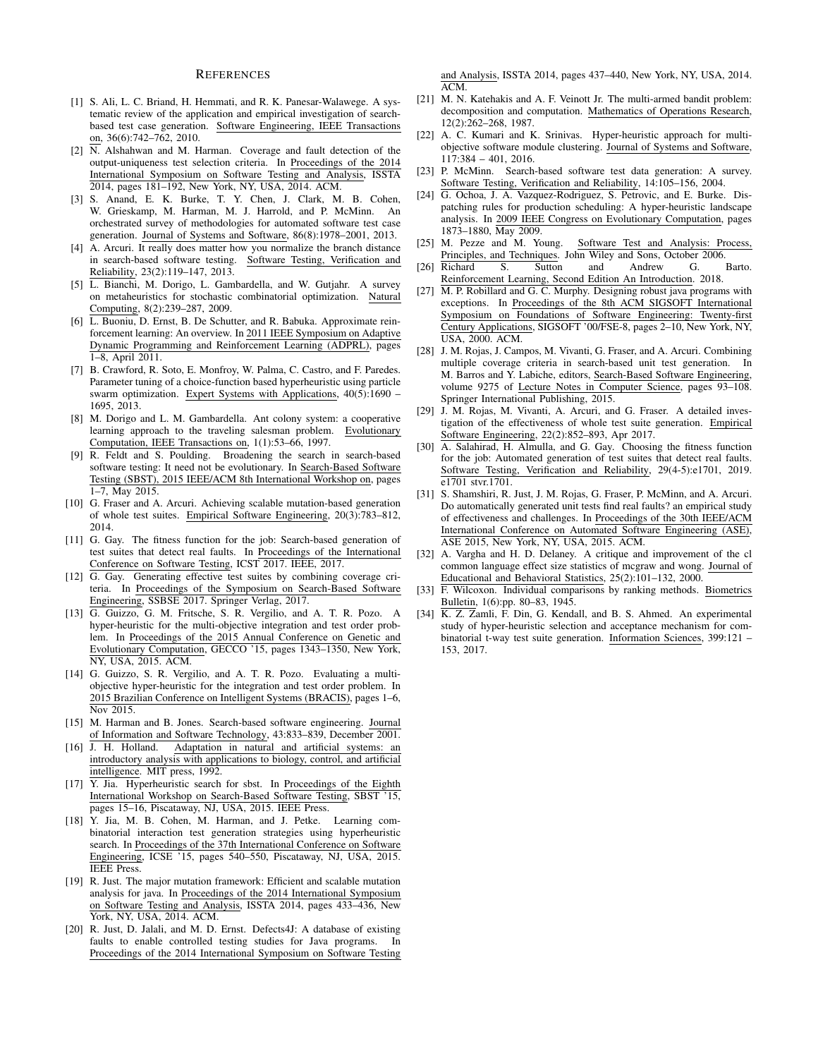# References

[1] S. Ali, L. C. Briand, H. Hemmati, and R. K. Panesar-Walawege. A systematic review of the application and empirical investigation of search-based test case generation. Software Engineering, IEEE Transactions on, 36(6):742–762, 2010.

[2] N. Alshahwan and M. Harman. Coverage and fault detection of the output-uniqueness test selection criteria. In Proceedings of the 2014 International Symposium on Software Testing and Analysis, ISSTA 2014, pages 181–192, New York, NY, USA, 2014. ACM.

[3] S. Anand, E. K. Burke, T. Y. Chen, J. Clark, M. B. Cohen, W. Grieskamp, M. Harman, M. J. Harrold, and P. McMinn. An orchestrated survey of methodologies for automated software test case generation. Journal of Systems and Software, 86(8):1978–2001, 2013.

[4] A. Arcuri. It really does matter how you normalize the branch distance in search-based software testing. Software Testing, Verification and Reliability, 23(2):119–147, 2013.

[5] L. Bianchi, M. Dorigo, L. Gambardella, and W. Gutjahr. A survey on metaheuristics for stochastic combinatorial optimization. Natural Computing, 8(2):239–287, 2009.

[6] L. Buoniu, D. Ernst, B. De Schutter, and R. Babuka. Approximate reinforcement learning: An overview. In 2011 IEEE Symposium on Adaptive Dynamic Programming and Reinforcement Learning (ADPRL), pages 1–8, April 2011.

[7] B. Crawford, R. Soto, E. Monfroy, W. Palma, C. Castro, and F. Paredes. Parameter tuning of a choice-function based hyperheuristic using particle swarm optimization. Expert Systems with Applications, 40(5):1690 – 1695, 2013.

[8] M. Dorigo and L. M. Gambardella. Ant colony system: a cooperative learning approach to the traveling salesman problem. Evolutionary Computation, IEEE Transactions on, 1(1):53–66, 1997.

[9] R. Feldt and S. Poulding. Broadening the search in search-based software testing: It need not be evolutionary. In Search-Based Software Testing (SBST), 2015 IEEE/ACM 8th International Workshop on, pages 1–7, May 2015.

[10] G. Fraser and A. Arcuri. Achieving scalable mutation-based generation of whole test suites. Empirical Software Engineering, 20(3):783–812, 2014.

[11] G. Gay. The fitness function for the job: Search-based generation of test suites that detect real faults. In Proceedings of the International Conference on Software Testing, ICST 2017. IEEE, 2017.

[12] G. Gay. Generating effective test suites by combining coverage criteria. In Proceedings of the Symposium on Search-Based Software Engineering, SSBSE 2017. Springer Verlag, 2017.

[13] G. Guizzo, G. M. Fritsche, S. R. Vergilio, and A. T. R. Pozo. A hyper-heuristic for the multi-objective integration and test order problem. In Proceedings of the 2015 Annual Conference on Genetic and Evolutionary Computation, GECCO '15, pages 1343–1350, New York, NY, USA, 2015. ACM.

[14] G. Guizzo, S. R. Vergilio, and A. T. R. Pozo. Evaluating a multi-objective hyper-heuristic for the integration and test order problem. In 2015 Brazilian Conference on Intelligent Systems (BRACIS), pages 1–6, Nov 2015.

[15] M. Harman and B. Jones. Search-based software engineering. Journal of Information and Software Technology, 43:833–839, December 2001.

[16] J. H. Holland. Adaptation in natural and artificial systems: an introductory analysis with applications to biology, control, and artificial intelligence. MIT press, 1992.

[17] Y. Jia. Hyperheuristic search for sbst. In Proceedings of the Eighth International Workshop on Search-Based Software Testing, SBST '15, pages 15–16, Piscataway, NJ, USA, 2015. IEEE Press.

[18] Y. Jia, M. B. Cohen, M. Harman, and J. Petke. Learning combinatorial interaction test generation strategies using hyperheuristic search. In Proceedings of the 37th International Conference on Software Engineering, ICSE '15, pages 540–550, Piscataway, NJ, USA, 2015. IEEE Press.

[19] R. Just. The major mutation framework: Efficient and scalable mutation analysis for java. In Proceedings of the 2014 International Symposium on Software Testing and Analysis, ISSTA 2014, pages 433–436, New York, NY, USA, 2014. ACM.

[20] R. Just, D. Jalali, and M. D. Ernst. Defects4J: A database of existing faults to enable controlled testing studies for Java programs. In Proceedings of the 2014 International Symposium on Software Testing and Analysis, ISSTA 2014, pages 437–440, New York, NY, USA, 2014. ACM.

[21] M. N. Katehakis and A. F. Veinott Jr. The multi-armed bandit problem: decomposition and computation. Mathematics of Operations Research, 12(2):262–268, 1987.

[22] A. C. Kumari and K. Srinivas. Hyper-heuristic approach for multi-objective software module clustering. Journal of Systems and Software, 117:384 – 401, 2016.

[23] P. McMinn. Search-based software test data generation: A survey. Software Testing, Verification and Reliability, 14:105–156, 2004.

[24] G. Ochoa, J. A. Vazquez-Rodriguez, S. Petrovic, and E. Burke. Dispatching rules for production scheduling: A hyper-heuristic landscape analysis. In 2009 IEEE Congress on Evolutionary Computation, pages 1873–1880, May 2009.

[25] M. Pezze and M. Young. Software Test and Analysis: Process, Principles, and Techniques. John Wiley and Sons, October 2006.

[26] Richard S. Sutton and Andrew G. Barto. Reinforcement Learning, Second Edition An Introduction. 2018.

[27] M. P. Robillard and G. C. Murphy. Designing robust java programs with exceptions. In Proceedings of the 8th ACM SIGSOFT International Symposium on Foundations of Software Engineering: Twenty-first Century Applications, SIGSOFT '00/FSE-8, pages 2–10, New York, NY, USA, 2000. ACM.

[28] J. M. Rojas, J. Campos, M. Vivanti, G. Fraser, and A. Arcuri. Combining multiple coverage criteria in search-based unit test generation. In M. Barros and Y. Labiche, editors, Search-Based Software Engineering, volume 9275 of Lecture Notes in Computer Science, pages 93–108. Springer International Publishing, 2015.

[29] J. M. Rojas, M. Vivanti, A. Arcuri, and G. Fraser. A detailed investigation of the effectiveness of whole test suite generation. Empirical Software Engineering, 22(2):852–893, Apr 2017.

[30] A. Salahirad, H. Almulla, and G. Gay. Choosing the fitness function for the job: Automated generation of test suites that detect real faults. Software Testing, Verification and Reliability, 29(4-5):e1701, 2019. e1701 stvr.1701.

[31] S. Shamshiri, R. Just, J. M. Rojas, G. Fraser, P. McMinn, and A. Arcuri. Do automatically generated unit tests find real faults? an empirical study of effectiveness and challenges. In Proceedings of the 30th IEEE/ACM International Conference on Automated Software Engineering (ASE), ASE 2015, New York, NY, USA, 2015. ACM.

[32] A. Vargha and H. D. Delaney. A critique and improvement of the cl common language effect size statistics of mcgraw and wong. Journal of Educational and Behavioral Statistics, 25(2):101–132, 2000.

[33] F. Wilcoxon. Individual comparisons by ranking methods. Biometrics Bulletin, 1(6):pp. 80–83, 1945.

[34] K. Z. Zamli, F. Din, G. Kendall, and B. S. Ahmed. An experimental study of hyper-heuristic selection and acceptance mechanism for combinatorial t-way test suite generation. Information Sciences, 399:121 – 153, 2017.